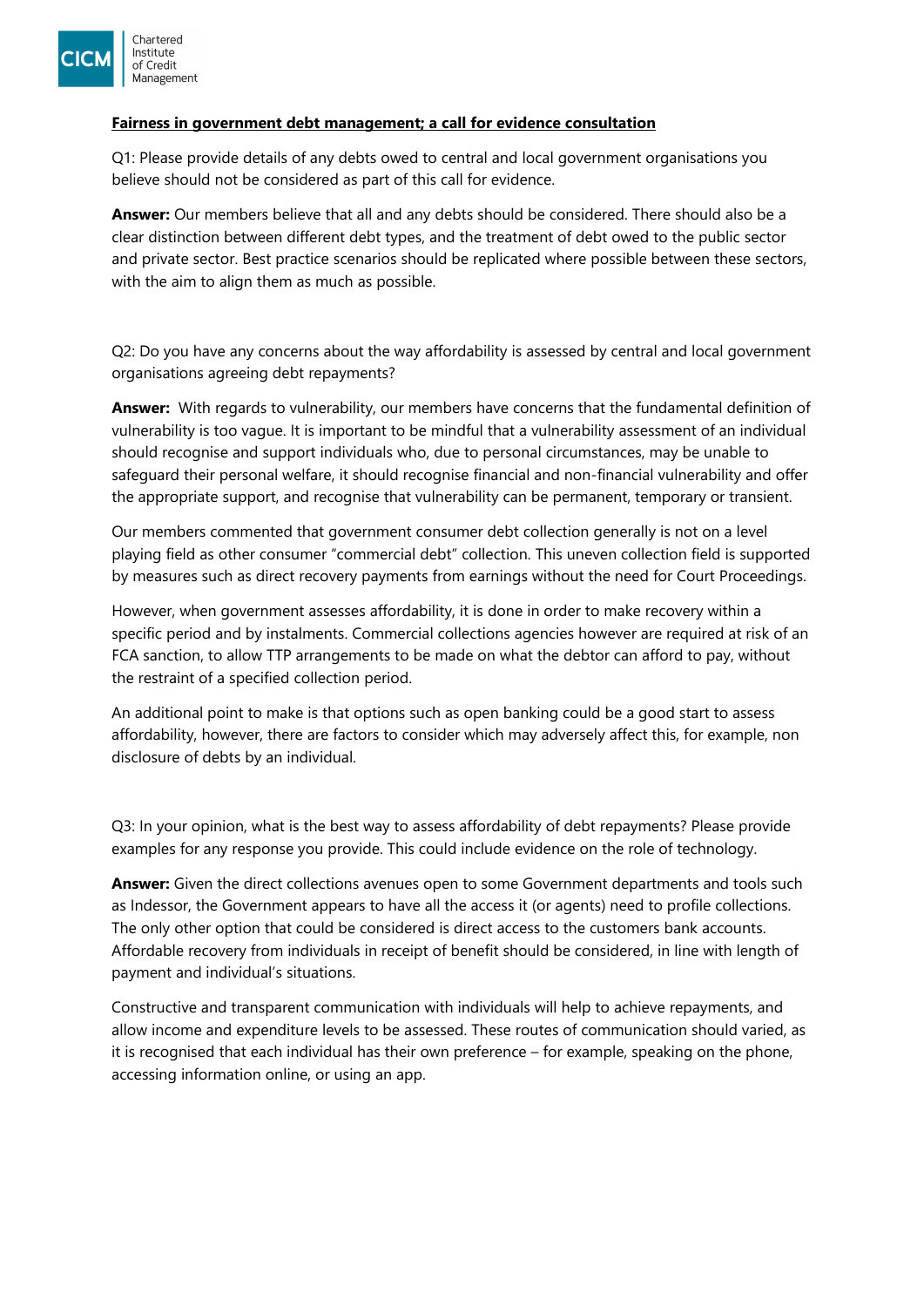**Fairness in government debt management; a call for evidence consultation**

Q1: Please provide details of any debts owed to central and local government organisations you believe should not be considered as part of this call for evidence.

**Answer:** Our members believe that all and any debts should be considered. There should also be a clear distinction between different debt types, and the treatment of debt owed to the public sector and private sector. Best practice scenarios should be replicated where possible between these sectors, with the aim to align them as much as possible.

Q2: Do you have any concerns about the way affordability is assessed by central and local government organisations agreeing debt repayments?

**Answer:** With regards to vulnerability, our members have concerns that the fundamental definition of vulnerability is too vague. It is important to be mindful that a vulnerability assessment of an individual should recognise and support individuals who, due to personal circumstances, may be unable to safeguard their personal welfare, it should recognise financial and non-financial vulnerability and offer the appropriate support, and recognise that vulnerability can be permanent, temporary or transient.

Our members commented that government consumer debt collection generally is not on a level playing field as other consumer "commercial debt" collection. This uneven collection field is supported by measures such as direct recovery payments from earnings without the need for Court Proceedings.

However, when government assesses affordability, it is done in order to make recovery within a specific period and by instalments. Commercial collections agencies however are required at risk of an FCA sanction, to allow TTP arrangements to be made on what the debtor can afford to pay, without the restraint of a specified collection period.

An additional point to make is that options such as open banking could be a good start to assess affordability, however, there are factors to consider which may adversely affect this, for example, non disclosure of debts by an individual.

Q3: In your opinion, what is the best way to assess affordability of debt repayments? Please provide examples for any response you provide. This could include evidence on the role of technology.

**Answer:** Given the direct collections avenues open to some Government departments and tools such as Indessor, the Government appears to have all the access it (or agents) need to profile collections. The only other option that could be considered is direct access to the customers bank accounts. Affordable recovery from individuals in receipt of benefit should be considered, in line with length of payment and individual's situations.

Constructive and transparent communication with individuals will help to achieve repayments, and allow income and expenditure levels to be assessed. These routes of communication should varied, as it is recognised that each individual has their own preference – for example, speaking on the phone, accessing information online, or using an app.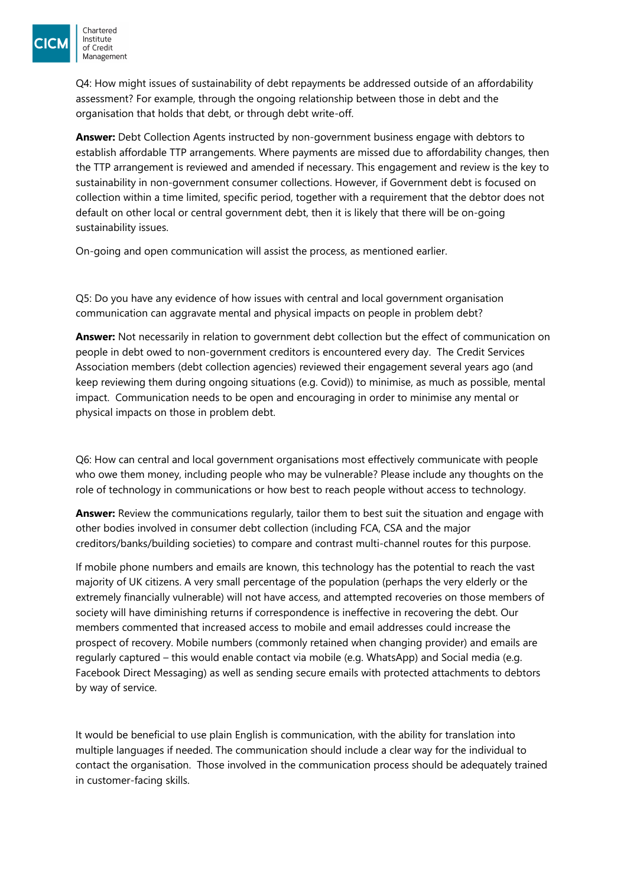Q4: How might issues of sustainability of debt repayments be addressed outside of an affordability assessment? For example, through the ongoing relationship between those in debt and the organisation that holds that debt, or through debt write-off.

**Answer:** Debt Collection Agents instructed by non-government business engage with debtors to establish affordable TTP arrangements. Where payments are missed due to affordability changes, then the TTP arrangement is reviewed and amended if necessary. This engagement and review is the key to sustainability in non-government consumer collections. However, if Government debt is focused on collection within a time limited, specific period, together with a requirement that the debtor does not default on other local or central government debt, then it is likely that there will be on-going sustainability issues.

On-going and open communication will assist the process, as mentioned earlier.

Q5: Do you have any evidence of how issues with central and local government organisation communication can aggravate mental and physical impacts on people in problem debt?

**Answer:** Not necessarily in relation to government debt collection but the effect of communication on people in debt owed to non-government creditors is encountered every day. The Credit Services Association members (debt collection agencies) reviewed their engagement several years ago (and keep reviewing them during ongoing situations (e.g. Covid)) to minimise, as much as possible, mental impact. Communication needs to be open and encouraging in order to minimise any mental or physical impacts on those in problem debt.

Q6: How can central and local government organisations most effectively communicate with people who owe them money, including people who may be vulnerable? Please include any thoughts on the role of technology in communications or how best to reach people without access to technology.

**Answer:** Review the communications regularly, tailor them to best suit the situation and engage with other bodies involved in consumer debt collection (including FCA, CSA and the major creditors/banks/building societies) to compare and contrast multi-channel routes for this purpose.

If mobile phone numbers and emails are known, this technology has the potential to reach the vast majority of UK citizens. A very small percentage of the population (perhaps the very elderly or the extremely financially vulnerable) will not have access, and attempted recoveries on those members of society will have diminishing returns if correspondence is ineffective in recovering the debt. Our members commented that increased access to mobile and email addresses could increase the prospect of recovery. Mobile numbers (commonly retained when changing provider) and emails are regularly captured – this would enable contact via mobile (e.g. WhatsApp) and Social media (e.g. Facebook Direct Messaging) as well as sending secure emails with protected attachments to debtors by way of service.

It would be beneficial to use plain English is communication, with the ability for translation into multiple languages if needed. The communication should include a clear way for the individual to contact the organisation. Those involved in the communication process should be adequately trained in customer-facing skills.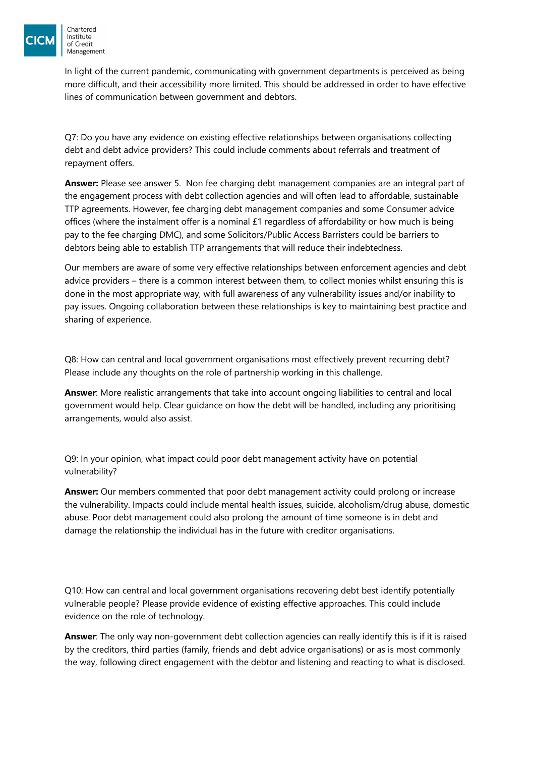In light of the current pandemic, communicating with government departments is perceived as being more difficult, and their accessibility more limited. This should be addressed in order to have effective lines of communication between government and debtors.

Q7: Do you have any evidence on existing effective relationships between organisations collecting debt and debt advice providers? This could include comments about referrals and treatment of repayment offers.

**Answer:** Please see answer 5. Non fee charging debt management companies are an integral part of the engagement process with debt collection agencies and will often lead to affordable, sustainable TTP agreements. However, fee charging debt management companies and some Consumer advice offices (where the instalment offer is a nominal £1 regardless of affordability or how much is being pay to the fee charging DMC), and some Solicitors/Public Access Barristers could be barriers to debtors being able to establish TTP arrangements that will reduce their indebtedness.

Our members are aware of some very effective relationships between enforcement agencies and debt advice providers – there is a common interest between them, to collect monies whilst ensuring this is done in the most appropriate way, with full awareness of any vulnerability issues and/or inability to pay issues. Ongoing collaboration between these relationships is key to maintaining best practice and sharing of experience.

Q8: How can central and local government organisations most effectively prevent recurring debt? Please include any thoughts on the role of partnership working in this challenge.

**Answer**: More realistic arrangements that take into account ongoing liabilities to central and local government would help. Clear guidance on how the debt will be handled, including any prioritising arrangements, would also assist.

Q9: In your opinion, what impact could poor debt management activity have on potential vulnerability?

**Answer:** Our members commented that poor debt management activity could prolong or increase the vulnerability. Impacts could include mental health issues, suicide, alcoholism/drug abuse, domestic abuse. Poor debt management could also prolong the amount of time someone is in debt and damage the relationship the individual has in the future with creditor organisations.

Q10: How can central and local government organisations recovering debt best identify potentially vulnerable people? Please provide evidence of existing effective approaches. This could include evidence on the role of technology.

**Answer**: The only way non-government debt collection agencies can really identify this is if it is raised by the creditors, third parties (family, friends and debt advice organisations) or as is most commonly the way, following direct engagement with the debtor and listening and reacting to what is disclosed.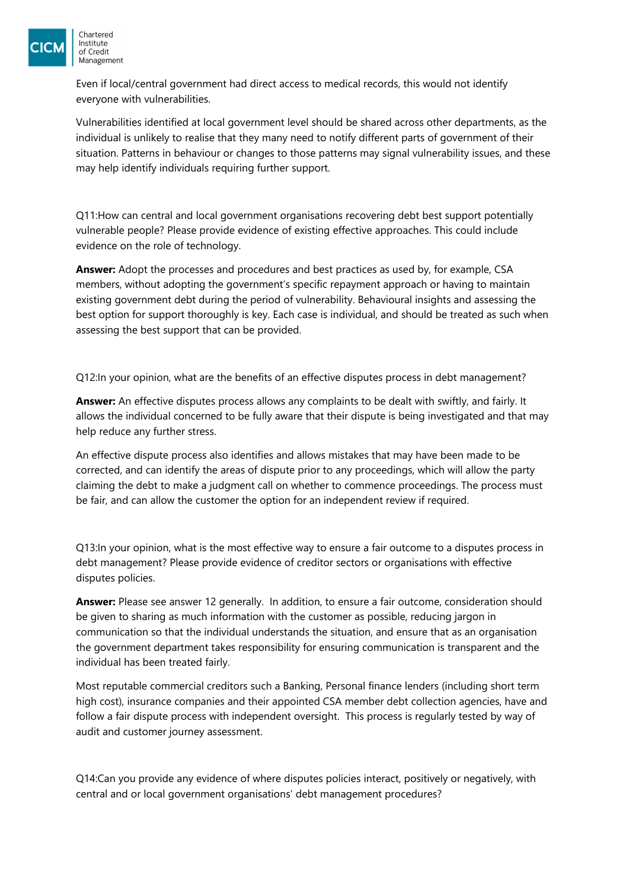Even if local/central government had direct access to medical records, this would not identify everyone with vulnerabilities.

Vulnerabilities identified at local government level should be shared across other departments, as the individual is unlikely to realise that they many need to notify different parts of government of their situation. Patterns in behaviour or changes to those patterns may signal vulnerability issues, and these may help identify individuals requiring further support.

Q11:How can central and local government organisations recovering debt best support potentially vulnerable people? Please provide evidence of existing effective approaches. This could include evidence on the role of technology.

**Answer:** Adopt the processes and procedures and best practices as used by, for example, CSA members, without adopting the government's specific repayment approach or having to maintain existing government debt during the period of vulnerability. Behavioural insights and assessing the best option for support thoroughly is key. Each case is individual, and should be treated as such when assessing the best support that can be provided.

Q12:In your opinion, what are the benefits of an effective disputes process in debt management?

**Answer:** An effective disputes process allows any complaints to be dealt with swiftly, and fairly. It allows the individual concerned to be fully aware that their dispute is being investigated and that may help reduce any further stress.

An effective dispute process also identifies and allows mistakes that may have been made to be corrected, and can identify the areas of dispute prior to any proceedings, which will allow the party claiming the debt to make a judgment call on whether to commence proceedings. The process must be fair, and can allow the customer the option for an independent review if required.

Q13:In your opinion, what is the most effective way to ensure a fair outcome to a disputes process in debt management? Please provide evidence of creditor sectors or organisations with effective disputes policies.

**Answer:** Please see answer 12 generally. In addition, to ensure a fair outcome, consideration should be given to sharing as much information with the customer as possible, reducing jargon in communication so that the individual understands the situation, and ensure that as an organisation the government department takes responsibility for ensuring communication is transparent and the individual has been treated fairly.

Most reputable commercial creditors such a Banking, Personal finance lenders (including short term high cost), insurance companies and their appointed CSA member debt collection agencies, have and follow a fair dispute process with independent oversight. This process is regularly tested by way of audit and customer journey assessment.

Q14:Can you provide any evidence of where disputes policies interact, positively or negatively, with central and or local government organisations' debt management procedures?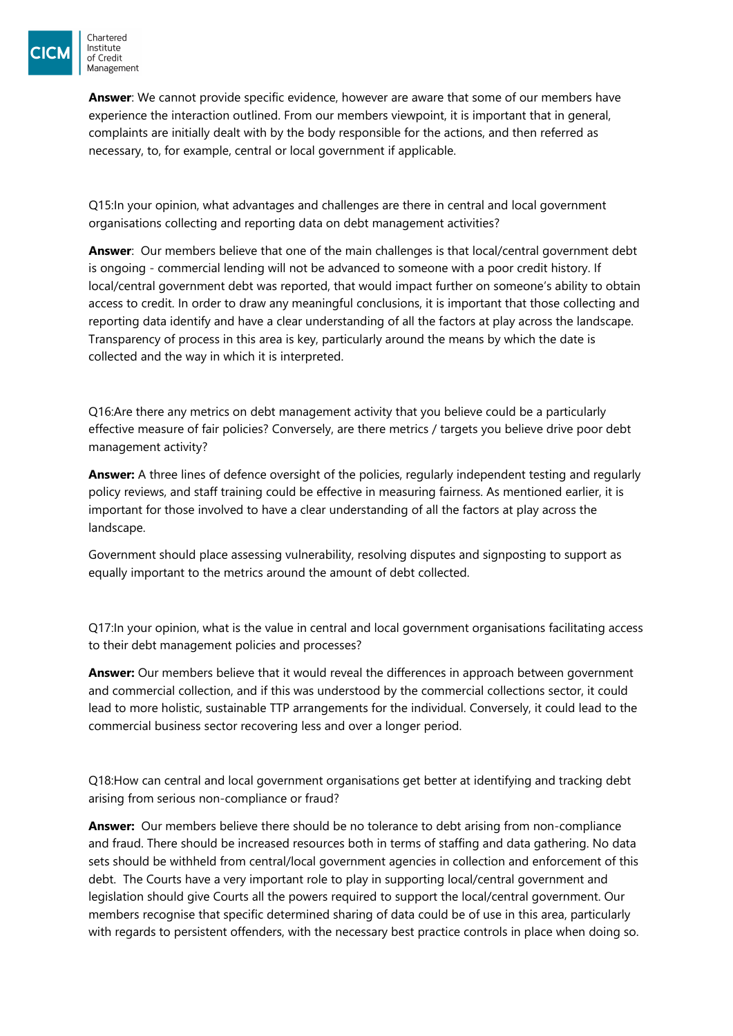**Answer**: We cannot provide specific evidence, however are aware that some of our members have experience the interaction outlined. From our members viewpoint, it is important that in general, complaints are initially dealt with by the body responsible for the actions, and then referred as necessary, to, for example, central or local government if applicable.

Q15:In your opinion, what advantages and challenges are there in central and local government organisations collecting and reporting data on debt management activities?

**Answer**: Our members believe that one of the main challenges is that local/central government debt is ongoing - commercial lending will not be advanced to someone with a poor credit history. If local/central government debt was reported, that would impact further on someone's ability to obtain access to credit. In order to draw any meaningful conclusions, it is important that those collecting and reporting data identify and have a clear understanding of all the factors at play across the landscape. Transparency of process in this area is key, particularly around the means by which the date is collected and the way in which it is interpreted.

Q16:Are there any metrics on debt management activity that you believe could be a particularly effective measure of fair policies? Conversely, are there metrics / targets you believe drive poor debt management activity?

**Answer:** A three lines of defence oversight of the policies, regularly independent testing and regularly policy reviews, and staff training could be effective in measuring fairness. As mentioned earlier, it is important for those involved to have a clear understanding of all the factors at play across the landscape.

Government should place assessing vulnerability, resolving disputes and signposting to support as equally important to the metrics around the amount of debt collected.

Q17:In your opinion, what is the value in central and local government organisations facilitating access to their debt management policies and processes?

**Answer:** Our members believe that it would reveal the differences in approach between government and commercial collection, and if this was understood by the commercial collections sector, it could lead to more holistic, sustainable TTP arrangements for the individual. Conversely, it could lead to the commercial business sector recovering less and over a longer period.

Q18:How can central and local government organisations get better at identifying and tracking debt arising from serious non-compliance or fraud?

**Answer:** Our members believe there should be no tolerance to debt arising from non-compliance and fraud. There should be increased resources both in terms of staffing and data gathering. No data sets should be withheld from central/local government agencies in collection and enforcement of this debt. The Courts have a very important role to play in supporting local/central government and legislation should give Courts all the powers required to support the local/central government. Our members recognise that specific determined sharing of data could be of use in this area, particularly with regards to persistent offenders, with the necessary best practice controls in place when doing so.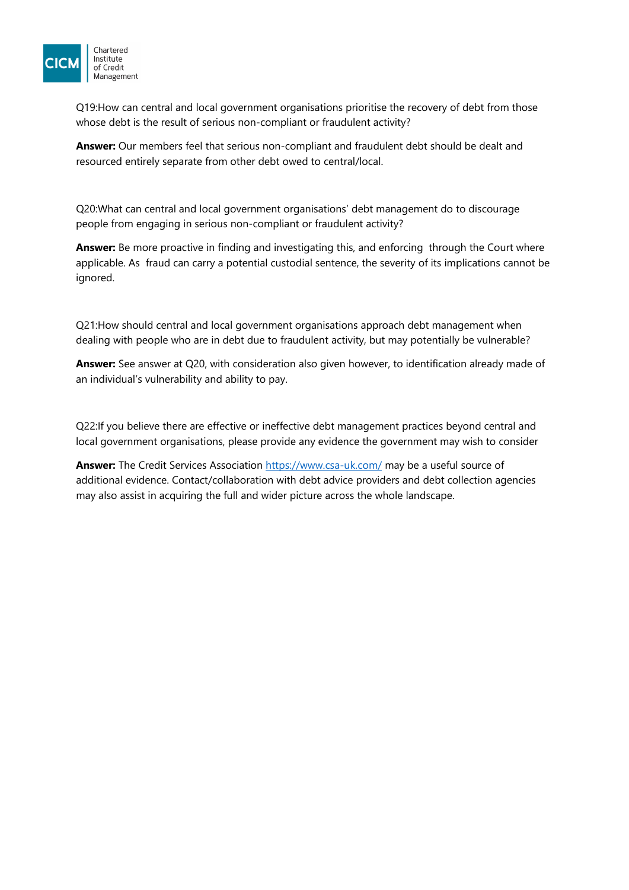Q19:How can central and local government organisations prioritise the recovery of debt from those whose debt is the result of serious non-compliant or fraudulent activity?

**Answer:** Our members feel that serious non-compliant and fraudulent debt should be dealt and resourced entirely separate from other debt owed to central/local.

Q20:What can central and local government organisations' debt management do to discourage people from engaging in serious non-compliant or fraudulent activity?

**Answer:** Be more proactive in finding and investigating this, and enforcing through the Court where applicable. As fraud can carry a potential custodial sentence, the severity of its implications cannot be ignored.

Q21:How should central and local government organisations approach debt management when dealing with people who are in debt due to fraudulent activity, but may potentially be vulnerable?

**Answer:** See answer at Q20, with consideration also given however, to identification already made of an individual's vulnerability and ability to pay.

Q22:If you believe there are effective or ineffective debt management practices beyond central and local government organisations, please provide any evidence the government may wish to consider

**Answer:** The Credit Services Association https://www.csa-uk.com/ may be a useful source of additional evidence. Contact/collaboration with debt advice providers and debt collection agencies may also assist in acquiring the full and wider picture across the whole landscape.